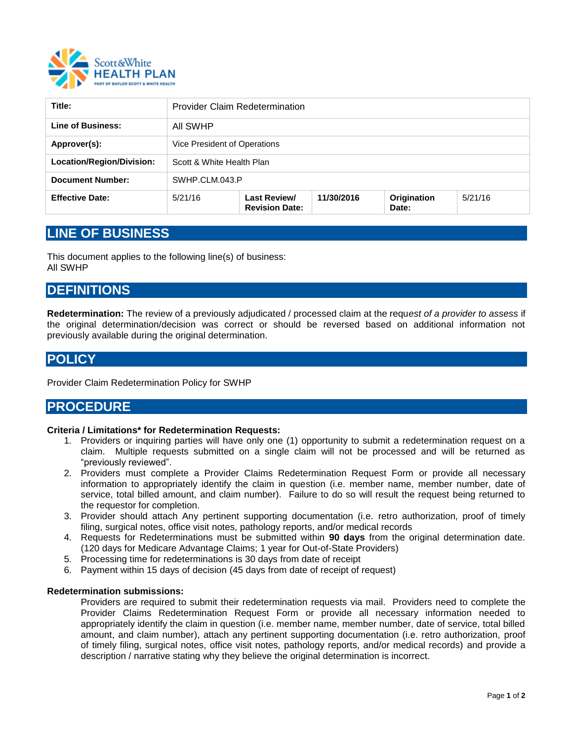Scott&White HEALTH PLAN
PART OF BAYLOR SCOTT & WHITE HEALTH

| **Title:** | Provider Claim Redetermination | | | | |
|---|---|---|---|---|---|
| **Line of Business:** | All SWHP | | | | |
| **Approver(s):** | Vice President of Operations | | | | |
| **Location/Region/Division:** | Scott & White Health Plan | | | | |
| **Document Number:** | SWHP.CLM.043.P | | | | |
| **Effective Date:** | 5/21/16 | **Last Review/ Revision Date:** | **11/30/2016** | **Origination Date:** | 5/21/16 |

## LINE OF BUSINESS

This document applies to the following line(s) of business:
All SWHP

## DEFINITIONS

**Redetermination:** The review of a previously adjudicated / processed claim at the requ*est of a provider to assess* if the original determination/decision was correct or should be reversed based on additional information not previously available during the original determination.

## POLICY

Provider Claim Redetermination Policy for SWHP

## PROCEDURE

**Criteria / Limitations* for Redetermination Requests:**

1. Providers or inquiring parties will have only one (1) opportunity to submit a redetermination request on a claim. Multiple requests submitted on a single claim will not be processed and will be returned as "previously reviewed".
2. Providers must complete a Provider Claims Redetermination Request Form or provide all necessary information to appropriately identify the claim in question (i.e. member name, member number, date of service, total billed amount, and claim number). Failure to do so will result the request being returned to the requestor for completion.
3. Provider should attach Any pertinent supporting documentation (i.e. retro authorization, proof of timely filing, surgical notes, office visit notes, pathology reports, and/or medical records
4. Requests for Redeterminations must be submitted within **90 days** from the original determination date. (120 days for Medicare Advantage Claims; 1 year for Out-of-State Providers)
5. Processing time for redeterminations is 30 days from date of receipt
6. Payment within 15 days of decision (45 days from date of receipt of request)

**Redetermination submissions:**

Providers are required to submit their redetermination requests via mail. Providers need to complete the Provider Claims Redetermination Request Form or provide all necessary information needed to appropriately identify the claim in question (i.e. member name, member number, date of service, total billed amount, and claim number), attach any pertinent supporting documentation (i.e. retro authorization, proof of timely filing, surgical notes, office visit notes, pathology reports, and/or medical records) and provide a description / narrative stating why they believe the original determination is incorrect.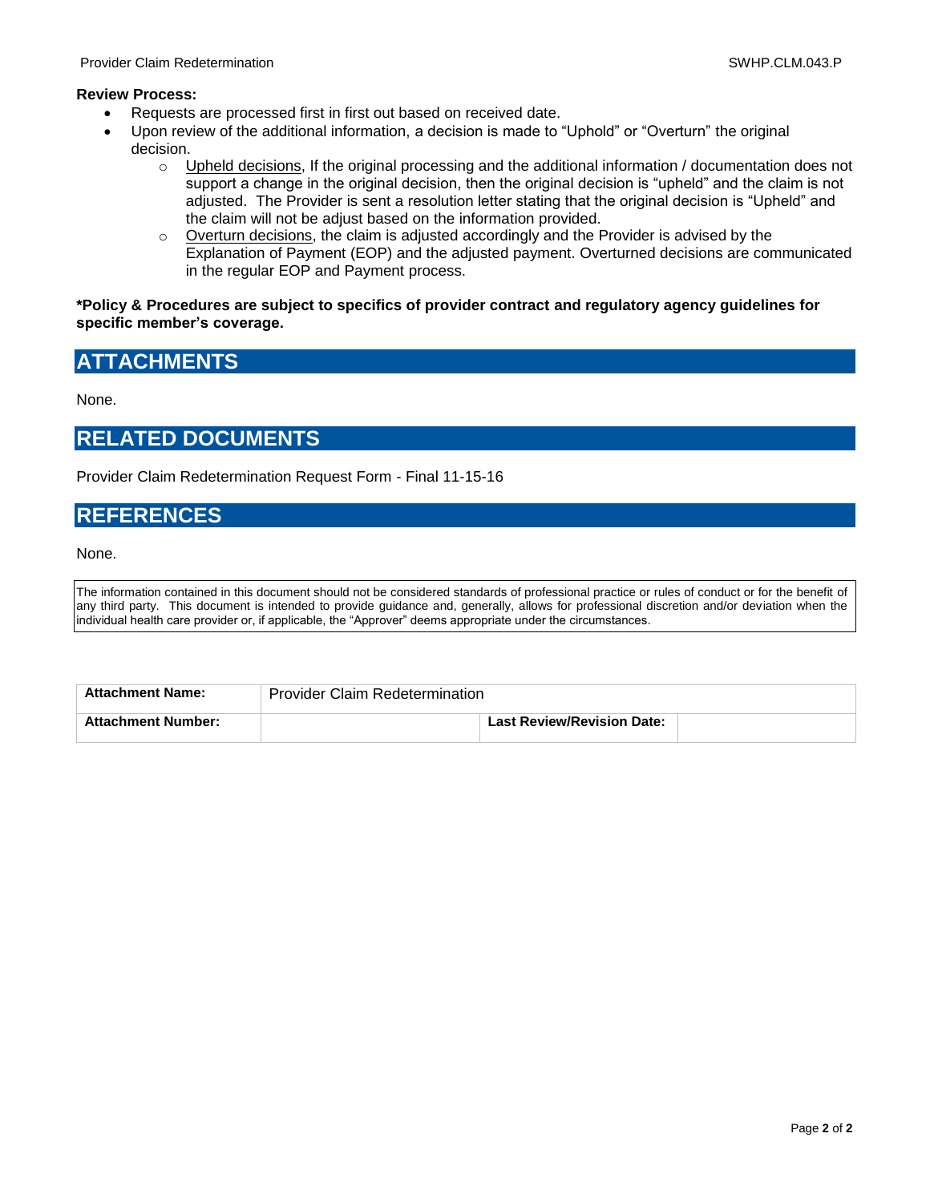**Review Process:**

- Requests are processed first in first out based on received date.
- Upon review of the additional information, a decision is made to "Uphold" or "Overturn" the original decision.
  - Upheld decisions, If the original processing and the additional information / documentation does not support a change in the original decision, then the original decision is "upheld" and the claim is not adjusted. The Provider is sent a resolution letter stating that the original decision is "Upheld" and the claim will not be adjust based on the information provided.
  - Overturn decisions, the claim is adjusted accordingly and the Provider is advised by the Explanation of Payment (EOP) and the adjusted payment. Overturned decisions are communicated in the regular EOP and Payment process.

**\*Policy & Procedures are subject to specifics of provider contract and regulatory agency guidelines for specific member's coverage.**

## ATTACHMENTS

None.

## RELATED DOCUMENTS

Provider Claim Redetermination Request Form - Final 11-15-16

## REFERENCES

None.

The information contained in this document should not be considered standards of professional practice or rules of conduct or for the benefit of any third party. This document is intended to provide guidance and, generally, allows for professional discretion and/or deviation when the individual health care provider or, if applicable, the "Approver" deems appropriate under the circumstances.

| | | | |
|---|---|---|---|
| **Attachment Name:** | Provider Claim Redetermination | | |
| **Attachment Number:** | | **Last Review/Revision Date:** | |